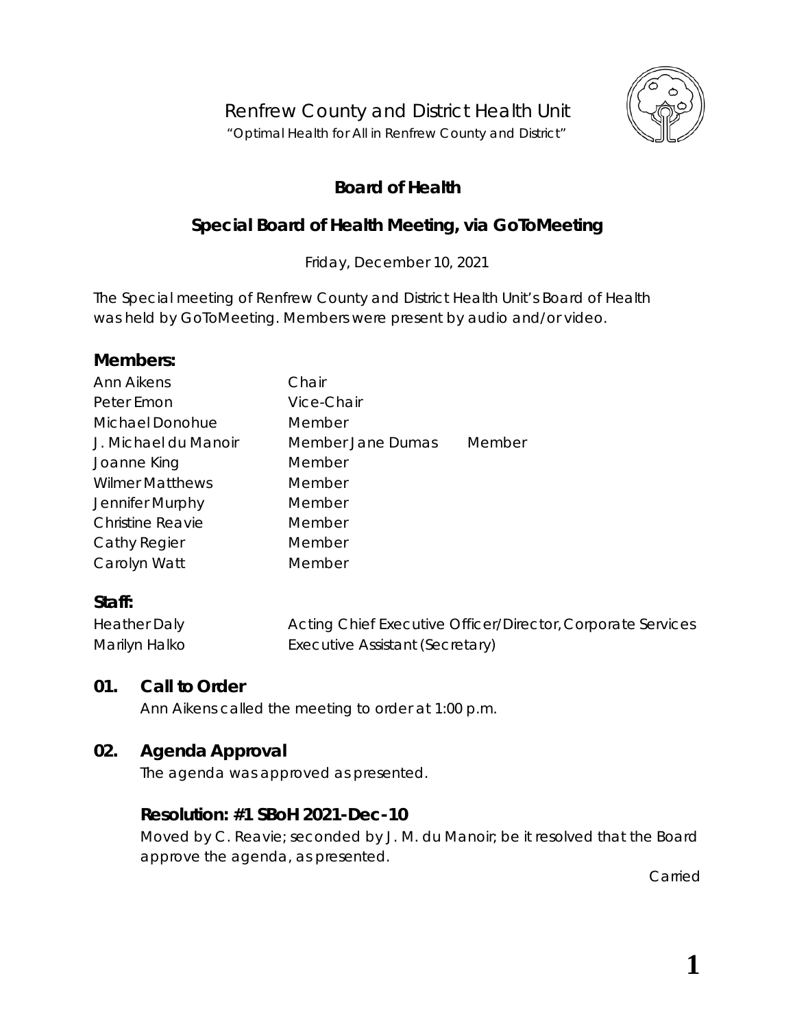# Renfrew County and District Health Unit

"Optimal Health for All in Renfrew County and District"

## Board of Health

## Special Board of Health Meeting, via GoToMeeting

Friday, December 10, 2021

The Special meeting of Renfrew County and District Health Unit's Board of Health was held by GoToMeeting. Members were present by audio and/or video.

### Members:

| | |
|---|---|
| Ann Aikens | Chair |
| Peter Emon | Vice-Chair |
| Michael Donohue | Member |
| J. Michael du Manoir | Member |
| Jane Dumas | Member |
| Joanne King | Member |
| Wilmer Matthews | Member |
| Jennifer Murphy | Member |
| Christine Reavie | Member |
| Cathy Regier | Member |
| Carolyn Watt | Member |

### Staff:

| | |
|---|---|
| Heather Daly | Acting Chief Executive Officer/Director, Corporate Services |
| Marilyn Halko | Executive Assistant (Secretary) |

### 01. Call to Order

Ann Aikens called the meeting to order at 1:00 p.m.

### 02. Agenda Approval

The agenda was approved as presented.

#### Resolution: #1 SBoH 2021-Dec-10

Moved by C. Reavie; seconded by J. M. du Manoir; be it resolved that the Board approve the agenda, as presented.

Carried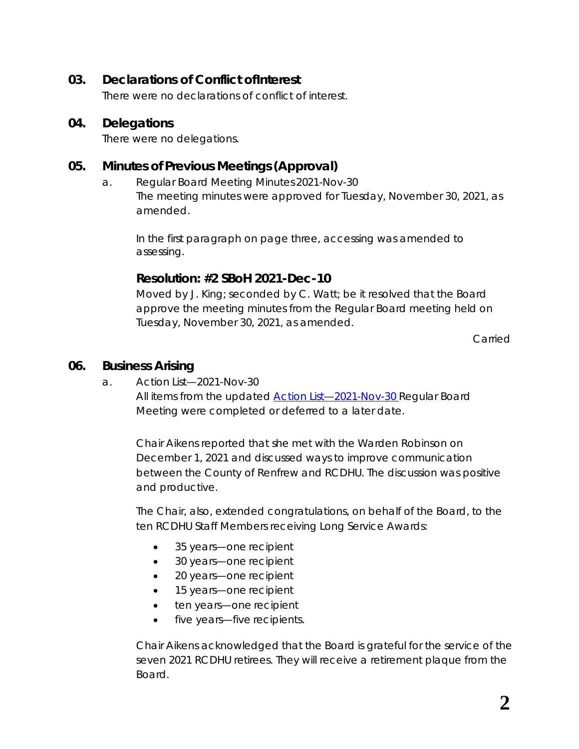## 03. Declarations of Conflict ofInterest

There were no declarations of conflict of interest.

## 04. Delegations

There were no delegations.

## 05. Minutes of Previous Meetings (Approval)

a. Regular Board Meeting Minutes 2021-Nov-30

The meeting minutes were approved for Tuesday, November 30, 2021, as amended.

In the first paragraph on page three, accessing was amended to assessing.

### Resolution: #2 SBoH 2021-Dec-10

Moved by J. King; seconded by C. Watt; be it resolved that the Board approve the meeting minutes from the Regular Board meeting held on Tuesday, November 30, 2021, as amended.

Carried

## 06. Business Arising

a. Action List—2021-Nov-30

All items from the updated Action List—2021-Nov-30 Regular Board Meeting were completed or deferred to a later date.

Chair Aikens reported that she met with the Warden Robinson on December 1, 2021 and discussed ways to improve communication between the County of Renfrew and RCDHU. The discussion was positive and productive.

The Chair, also, extended congratulations, on behalf of the Board, to the ten RCDHU Staff Members receiving Long Service Awards:

- 35 years—one recipient
- 30 years—one recipient
- 20 years—one recipient
- 15 years—one recipient
- ten years—one recipient
- five years—five recipients.

Chair Aikens acknowledged that the Board is grateful for the service of the seven 2021 RCDHU retirees. They will receive a retirement plaque from the Board.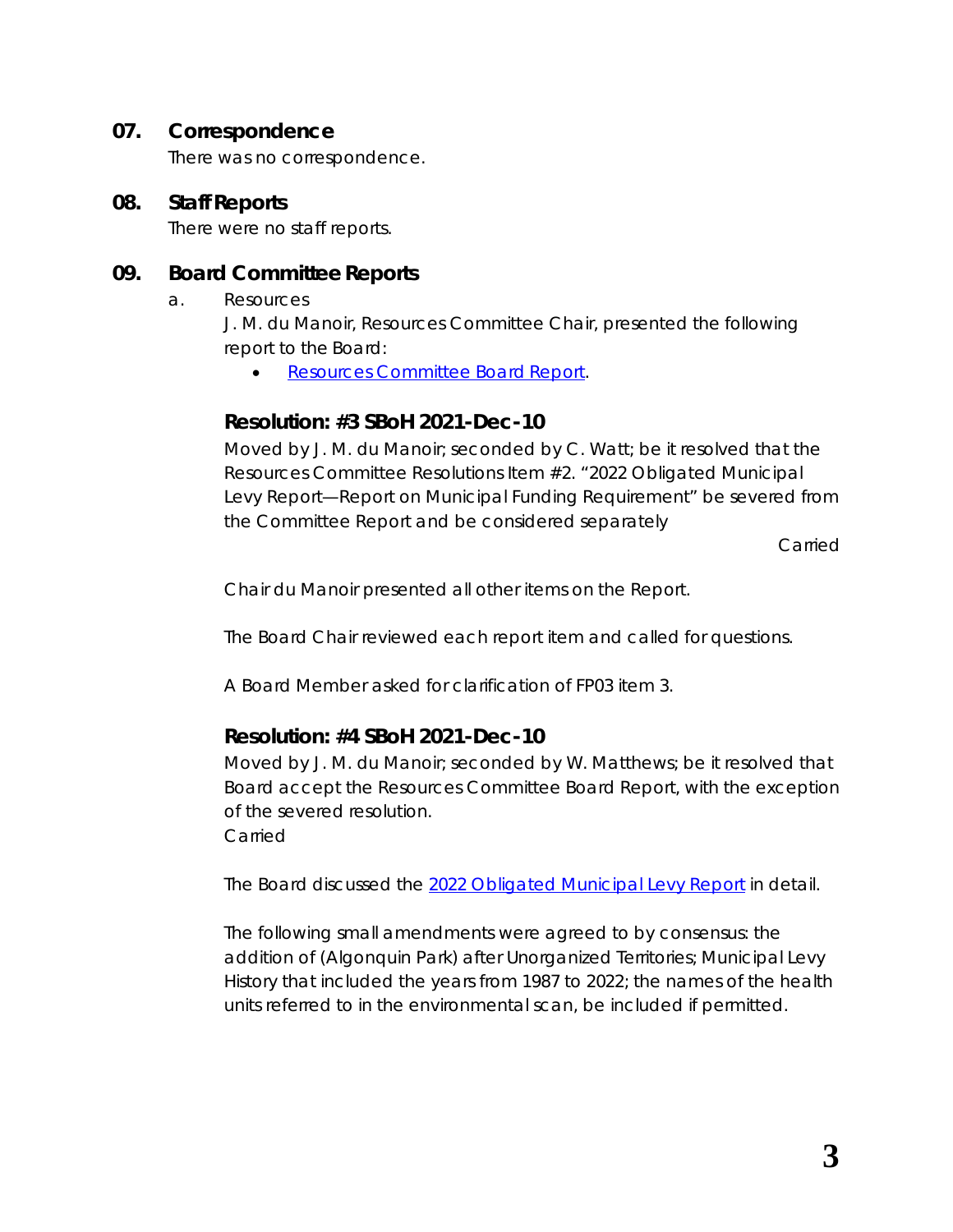## 07. Correspondence

There was no correspondence.

## 08. Staff Reports

There were no staff reports.

## 09. Board Committee Reports

a. Resources

J. M. du Manoir, Resources Committee Chair, presented the following report to the Board:

- Resources Committee Board Report.

### Resolution: #3 SBoH 2021-Dec-10

Moved by J. M. du Manoir; seconded by C. Watt; be it resolved that the Resources Committee Resolutions Item #2. "2022 Obligated Municipal Levy Report—Report on Municipal Funding Requirement" be severed from the Committee Report and be considered separately

Carried

Chair du Manoir presented all other items on the Report.

The Board Chair reviewed each report item and called for questions.

A Board Member asked for clarification of FP03 item 3.

### Resolution: #4 SBoH 2021-Dec-10

Moved by J. M. du Manoir; seconded by W. Matthews; be it resolved that Board accept the Resources Committee Board Report, with the exception of the severed resolution.

Carried

The Board discussed the 2022 Obligated Municipal Levy Report in detail.

The following small amendments were agreed to by consensus: the addition of (Algonquin Park) after Unorganized Territories; Municipal Levy History that included the years from 1987 to 2022; the names of the health units referred to in the environmental scan, be included if permitted.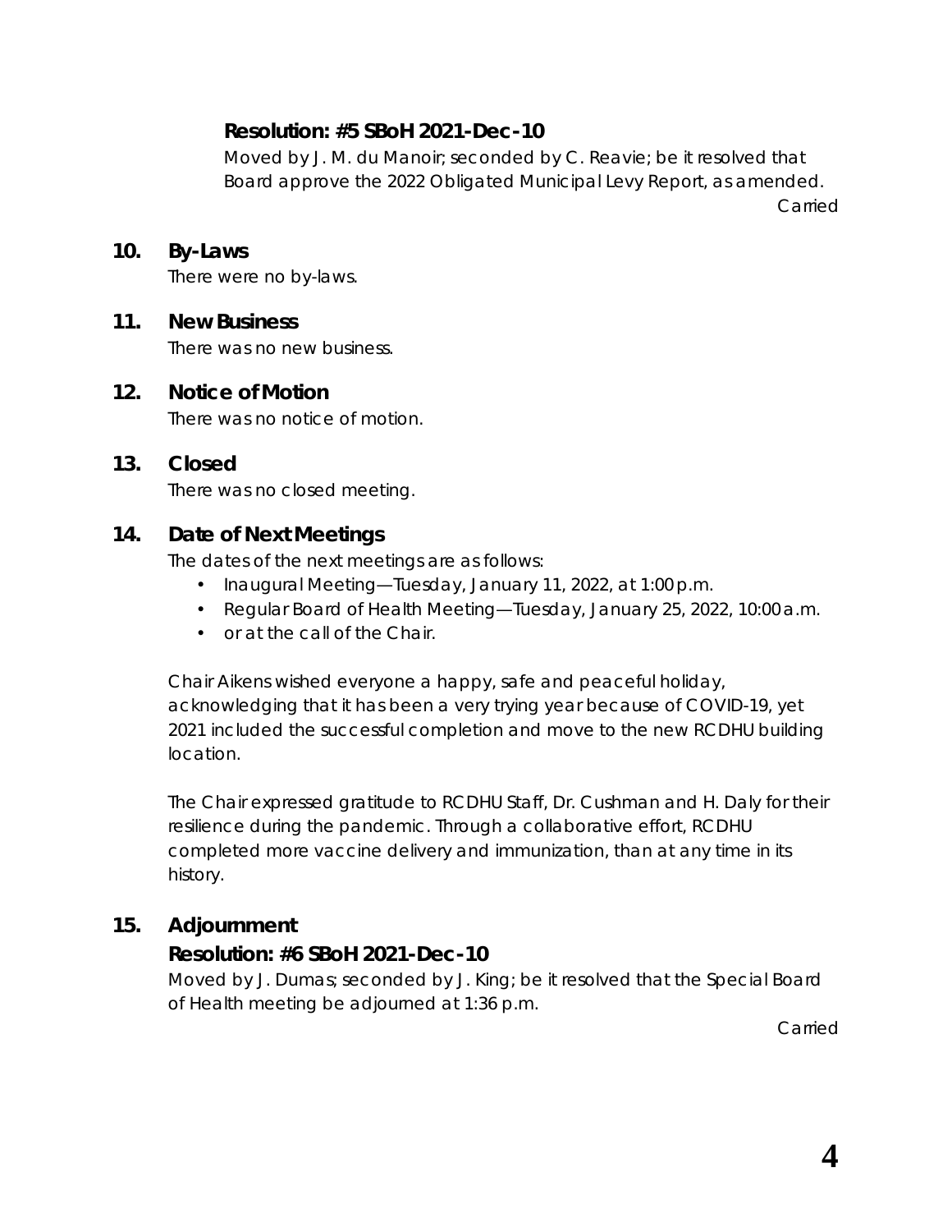**Resolution: #5 SBoH 2021-Dec-10**

Moved by J. M. du Manoir; seconded by C. Reavie; be it resolved that Board approve the 2022 Obligated Municipal Levy Report, as amended.

Carried

## 10. By-Laws

There were no by-laws.

## 11. New Business

There was no new business.

## 12. Notice of Motion

There was no notice of motion.

## 13. Closed

There was no closed meeting.

## 14. Date of Next Meetings

The dates of the next meetings are as follows:

- Inaugural Meeting—Tuesday, January 11, 2022, at 1:00 p.m.
- Regular Board of Health Meeting—Tuesday, January 25, 2022, 10:00 a.m.
- or at the call of the Chair.

Chair Aikens wished everyone a happy, safe and peaceful holiday, acknowledging that it has been a very trying year because of COVID-19, yet 2021 included the successful completion and move to the new RCDHU building location.

The Chair expressed gratitude to RCDHU Staff, Dr. Cushman and H. Daly for their resilience during the pandemic. Through a collaborative effort, RCDHU completed more vaccine delivery and immunization, than at any time in its history.

## 15. Adjournment

**Resolution: #6 SBoH 2021-Dec-10**

Moved by J. Dumas; seconded by J. King; be it resolved that the Special Board of Health meeting be adjourned at 1:36 p.m.

Carried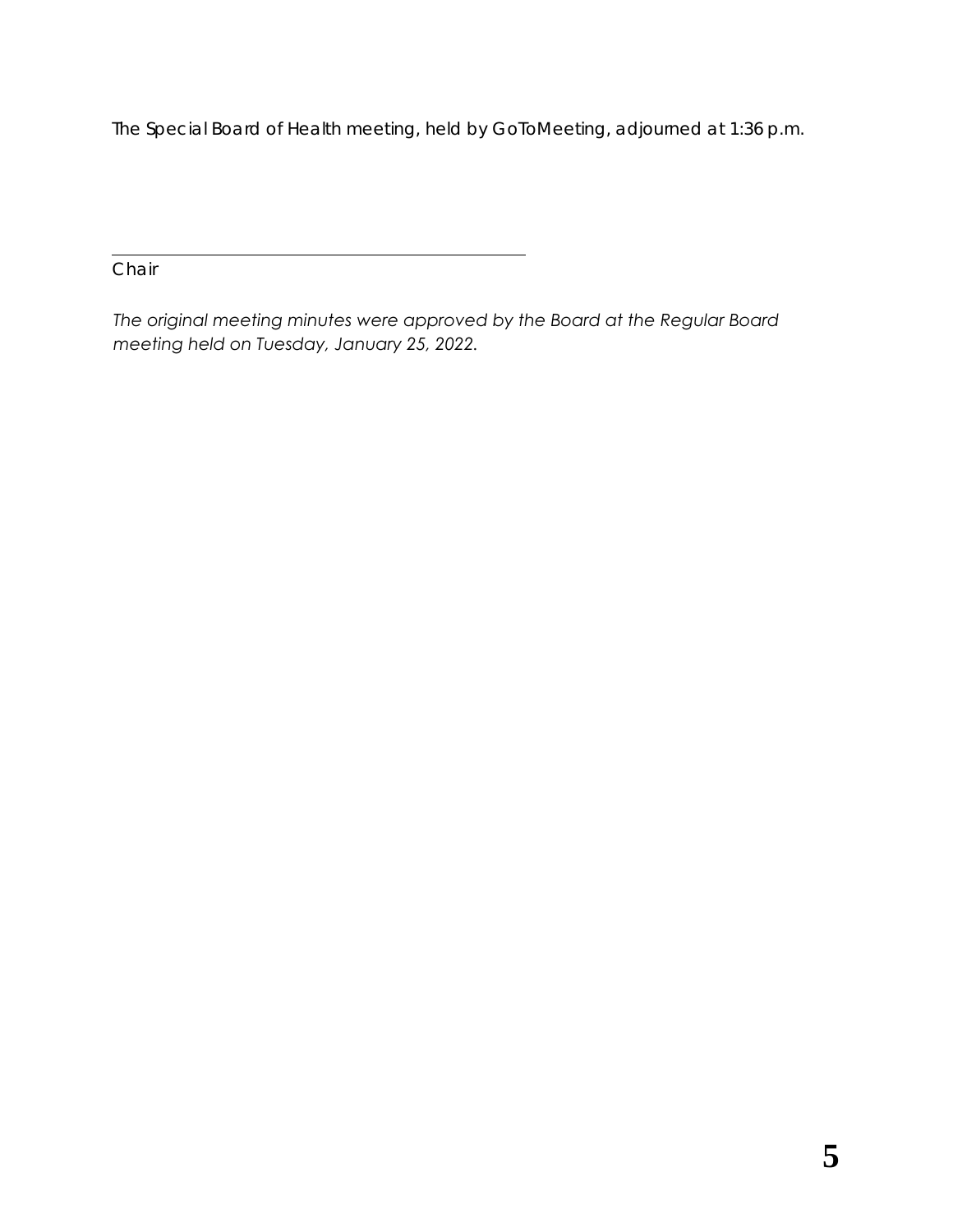The Special Board of Health meeting, held by GoToMeeting, adjourned at 1:36 p.m.

\_\_\_\_\_\_\_\_\_\_\_\_\_\_\_\_\_\_\_\_\_\_\_\_\_\_\_\_\_\_\_\_\_\_\_\_\_\_\_\_\_\_\_\_

Chair

*The original meeting minutes were approved by the Board at the Regular Board meeting held on Tuesday, January 25, 2022.*